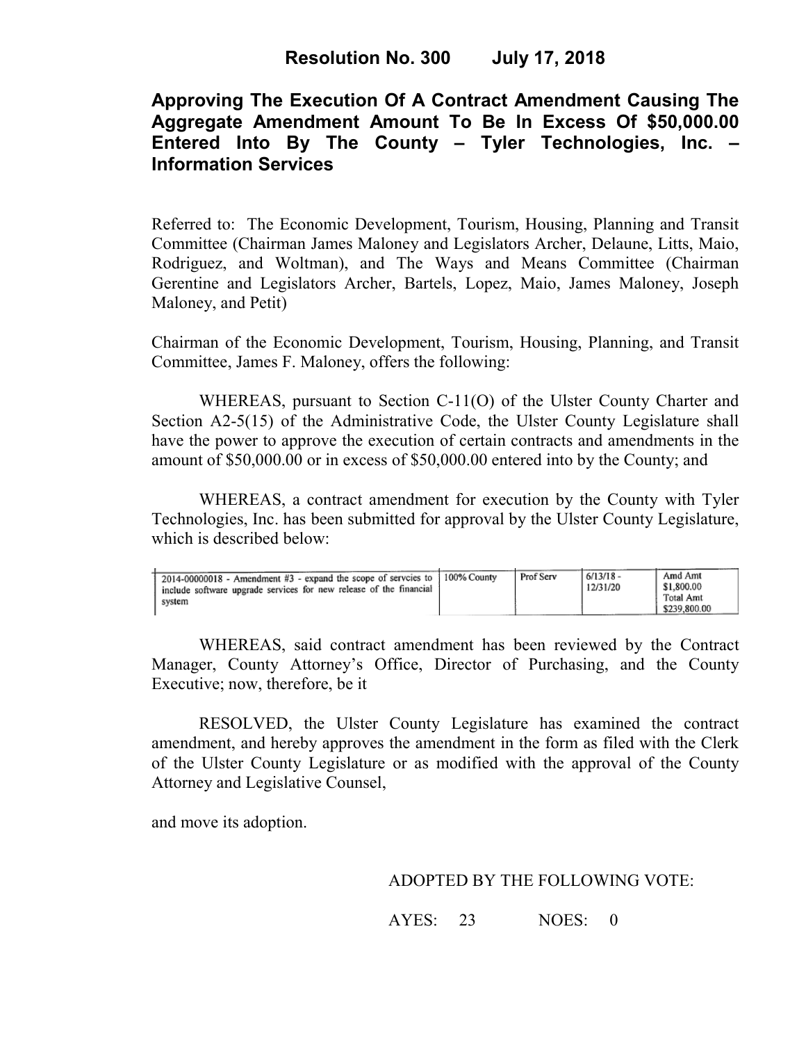# Resolution No. 300 July 17, 2018

## Approving The Execution Of A Contract Amendment Causing The Aggregate Amendment Amount To Be In Excess Of $50,000.00 Entered Into By The County – Tyler Technologies, Inc. – Information Services

Referred to: The Economic Development, Tourism, Housing, Planning and Transit Committee (Chairman James Maloney and Legislators Archer, Delaune, Litts, Maio, Rodriguez, and Woltman), and The Ways and Means Committee (Chairman Gerentine and Legislators Archer, Bartels, Lopez, Maio, James Maloney, Joseph Maloney, and Petit)

Chairman of the Economic Development, Tourism, Housing, Planning, and Transit Committee, James F. Maloney, offers the following:

WHEREAS, pursuant to Section C-11(O) of the Ulster County Charter and Section A2-5(15) of the Administrative Code, the Ulster County Legislature shall have the power to approve the execution of certain contracts and amendments in the amount of $50,000.00 or in excess of $50,000.00 entered into by the County; and

WHEREAS, a contract amendment for execution by the County with Tyler Technologies, Inc. has been submitted for approval by the Ulster County Legislature, which is described below:

| | | | | |
|---|---|---|---|---|
| 2014-00000018 - Amendment #3 - expand the scope of servcies to include software upgrade services for new release of the financial system | 100% County | Prof Serv | 6/13/18 - 12/31/20 | Amd Amt $1,800.00 Total Amt $239,800.00 |

WHEREAS, said contract amendment has been reviewed by the Contract Manager, County Attorney's Office, Director of Purchasing, and the County Executive; now, therefore, be it

RESOLVED, the Ulster County Legislature has examined the contract amendment, and hereby approves the amendment in the form as filed with the Clerk of the Ulster County Legislature or as modified with the approval of the County Attorney and Legislative Counsel,

and move its adoption.

ADOPTED BY THE FOLLOWING VOTE:

AYES: 23 NOES: 0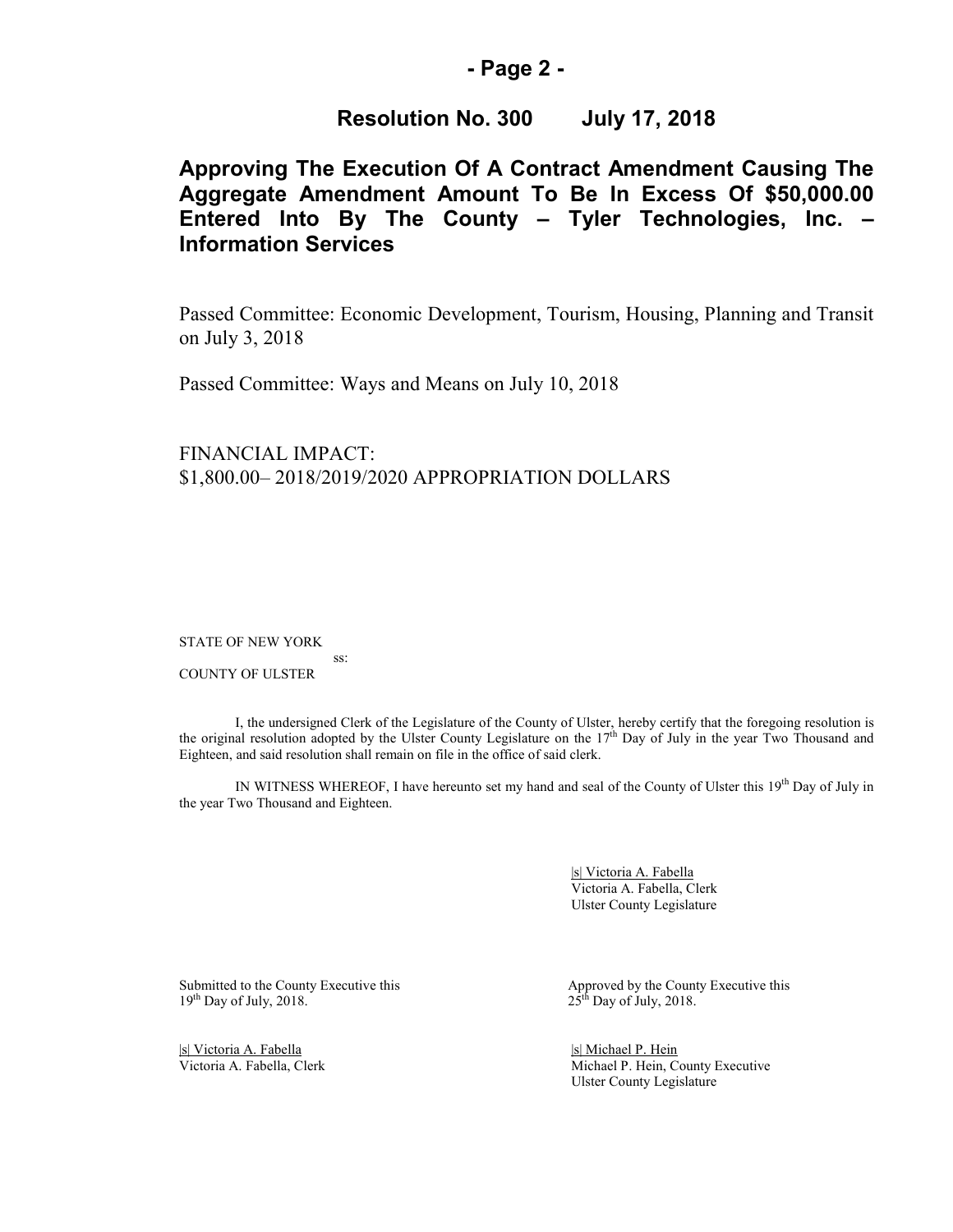**Resolution No. 300 July 17, 2018**

## Approving The Execution Of A Contract Amendment Causing The Aggregate Amendment Amount To Be In Excess Of $50,000.00 Entered Into By The County – Tyler Technologies, Inc. – Information Services

Passed Committee: Economic Development, Tourism, Housing, Planning and Transit on July 3, 2018

Passed Committee: Ways and Means on July 10, 2018

FINANCIAL IMPACT:
$1,800.00– 2018/2019/2020 APPROPRIATION DOLLARS

STATE OF NEW YORK
ss:
COUNTY OF ULSTER

I, the undersigned Clerk of the Legislature of the County of Ulster, hereby certify that the foregoing resolution is the original resolution adopted by the Ulster County Legislature on the 17th Day of July in the year Two Thousand and Eighteen, and said resolution shall remain on file in the office of said clerk.

IN WITNESS WHEREOF, I have hereunto set my hand and seal of the County of Ulster this 19th Day of July in the year Two Thousand and Eighteen.

|s| Victoria A. Fabella
Victoria A. Fabella, Clerk
Ulster County Legislature

Submitted to the County Executive this 19th Day of July, 2018.

|s| Victoria A. Fabella
Victoria A. Fabella, Clerk

Approved by the County Executive this 25th Day of July, 2018.

|s| Michael P. Hein
Michael P. Hein, County Executive
Ulster County Legislature